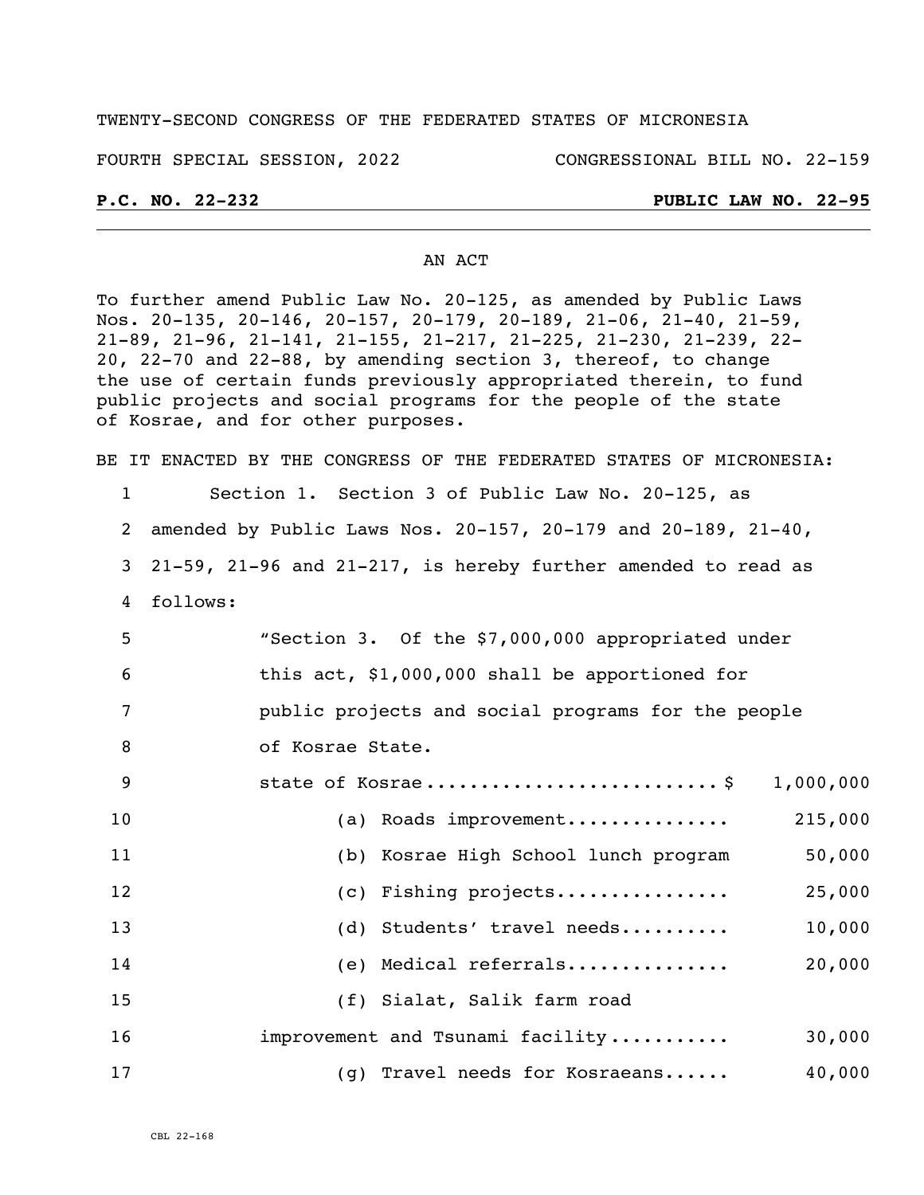TWENTY-SECOND CONGRESS OF THE FEDERATED STATES OF MICRONESIA

FOURTH SPECIAL SESSION, 2022 CONGRESSIONAL BILL NO. 22-159

**P.C. NO. 22-232** **PUBLIC LAW NO. 22-95**

AN ACT

To further amend Public Law No. 20-125, as amended by Public Laws Nos. 20-135, 20-146, 20-157, 20-179, 20-189, 21-06, 21-40, 21-59, 21-89, 21-96, 21-141, 21-155, 21-217, 21-225, 21-230, 21-239, 22-20, 22-70 and 22-88, by amending section 3, thereof, to change the use of certain funds previously appropriated therein, to fund public projects and social programs for the people of the state of Kosrae, and for other purposes.

BE IT ENACTED BY THE CONGRESS OF THE FEDERATED STATES OF MICRONESIA:

Section 1. Section 3 of Public Law No. 20-125, as amended by Public Laws Nos. 20-157, 20-179 and 20-189, 21-40, 21-59, 21-96 and 21-217, is hereby further amended to read as follows:

"Section 3. Of the $7,000,000 appropriated under this act, $1,000,000 shall be apportioned for public projects and social programs for the people of Kosrae State.

| | |
|---|---|
| state of Kosrae.......................... $ | 1,000,000 |
| (a) Roads improvement............... | 215,000 |
| (b) Kosrae High School lunch program | 50,000 |
| (c) Fishing projects................ | 25,000 |
| (d) Students' travel needs.......... | 10,000 |
| (e) Medical referrals............... | 20,000 |
| (f) Sialat, Salik farm road improvement and Tsunami facility........... | 30,000 |
| (g) Travel needs for Kosraeans...... | 40,000 |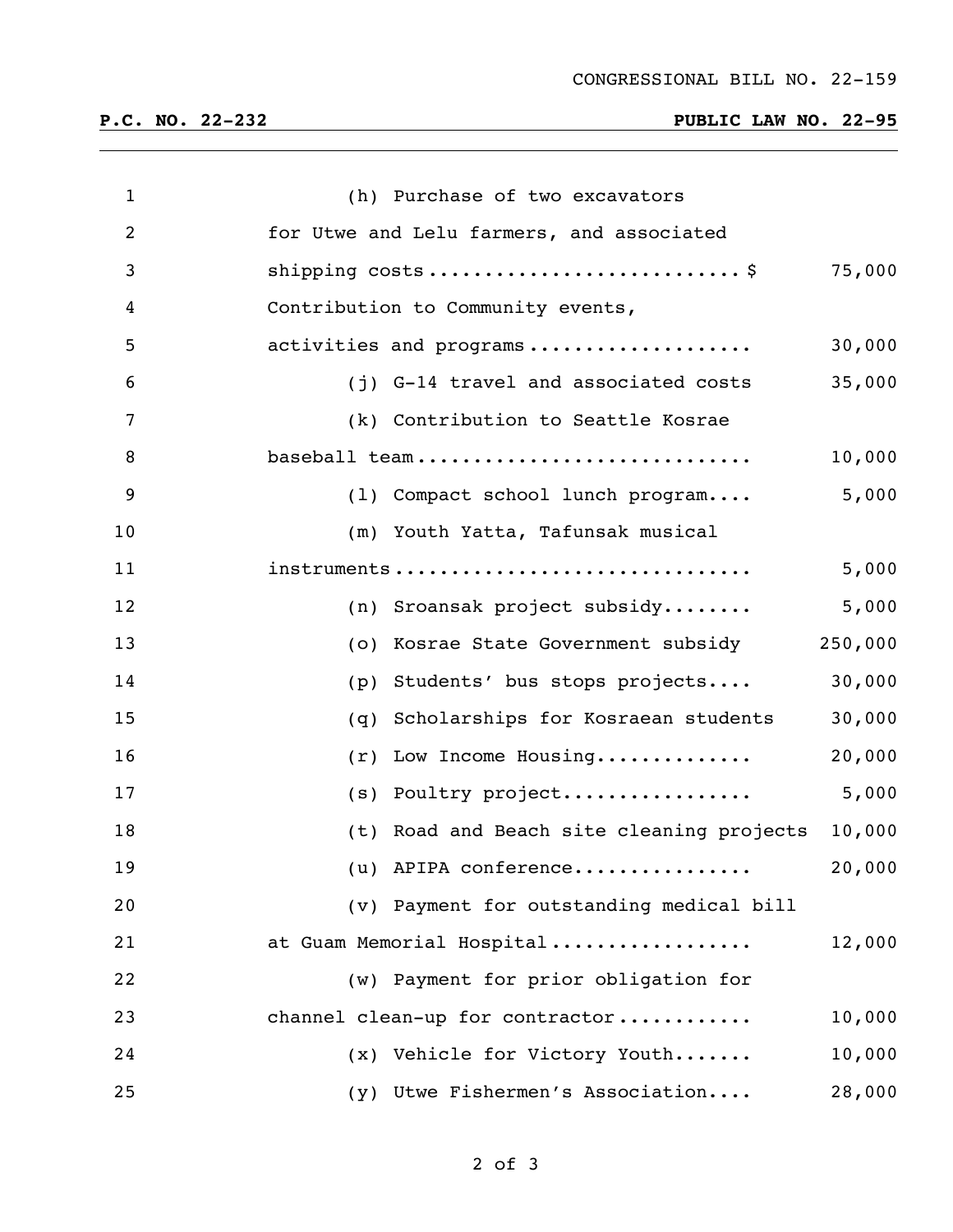(h) Purchase of two excavators for Utwe and Lelu farmers, and associated shipping costs........................... $ 75,000

Contribution to Community events, activities and programs................... 30,000

(j) G-14 travel and associated costs 35,000

(k) Contribution to Seattle Kosrae baseball team............................ 10,000

(l) Compact school lunch program.... 5,000

(m) Youth Yatta, Tafunsak musical instruments.............................. 5,000

(n) Sroansak project subsidy........ 5,000

(o) Kosrae State Government subsidy 250,000

(p) Students' bus stops projects.... 30,000

(q) Scholarships for Kosraean students 30,000

(r) Low Income Housing............. 20,000

(s) Poultry project................ 5,000

(t) Road and Beach site cleaning projects 10,000

(u) APIPA conference............... 20,000

(v) Payment for outstanding medical bill at Guam Memorial Hospital................. 12,000

(w) Payment for prior obligation for channel clean-up for contractor........... 10,000

(x) Vehicle for Victory Youth....... 10,000

(y) Utwe Fishermen's Association.... 28,000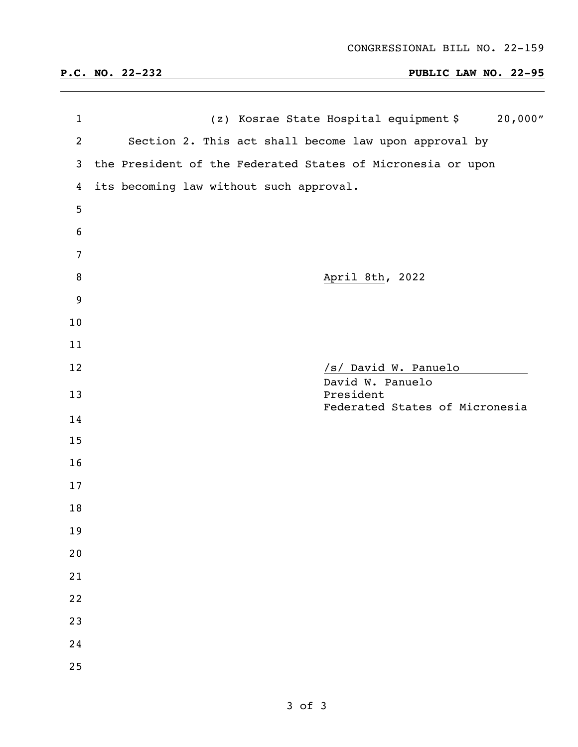CONGRESSIONAL BILL NO. 22-159

**P.C. NO. 22-232** **PUBLIC LAW NO. 22-95**

(z) Kosrae State Hospital equipment $ 20,000"

Section 2. This act shall become law upon approval by the President of the Federated States of Micronesia or upon its becoming law without such approval.

April 8th, 2022

/s/ David W. Panuelo
David W. Panuelo
President
Federated States of Micronesia